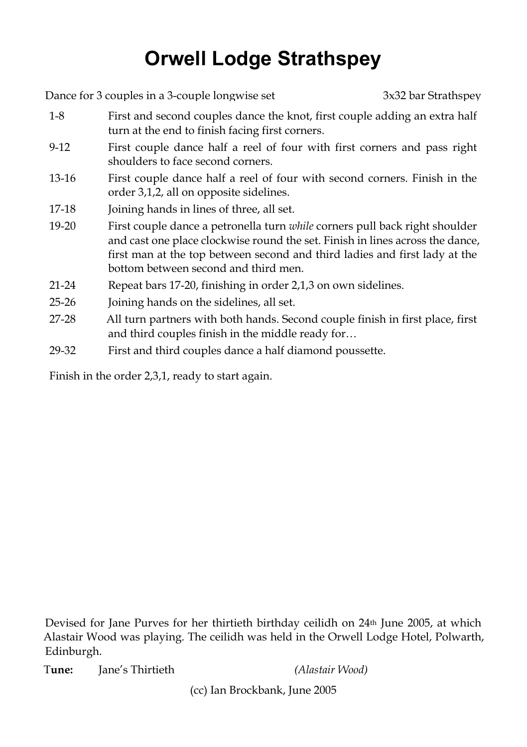# Orwell Lodge Strathspey

Dance for 3 couples in a 3-couple longwise set 3x32 bar Strathspey

| | |
|---|---|
| 1-8 | First and second couples dance the knot, first couple adding an extra half turn at the end to finish facing first corners. |
| 9-12 | First couple dance half a reel of four with first corners and pass right shoulders to face second corners. |
| 13-16 | First couple dance half a reel of four with second corners. Finish in the order 3,1,2, all on opposite sidelines. |
| 17-18 | Joining hands in lines of three, all set. |
| 19-20 | First couple dance a petronella turn *while* corners pull back right shoulder and cast one place clockwise round the set. Finish in lines across the dance, first man at the top between second and third ladies and first lady at the bottom between second and third men. |
| 21-24 | Repeat bars 17-20, finishing in order 2,1,3 on own sidelines. |
| 25-26 | Joining hands on the sidelines, all set. |
| 27-28 | All turn partners with both hands. Second couple finish in first place, first and third couples finish in the middle ready for… |
| 29-32 | First and third couples dance a half diamond poussette. |

Finish in the order 2,3,1, ready to start again.

Devised for Jane Purves for her thirtieth birthday ceilidh on 24th June 2005, at which Alastair Wood was playing. The ceilidh was held in the Orwell Lodge Hotel, Polwarth, Edinburgh.

**Tune:** Jane's Thirtieth *(Alastair Wood)*

(cc) Ian Brockbank, June 2005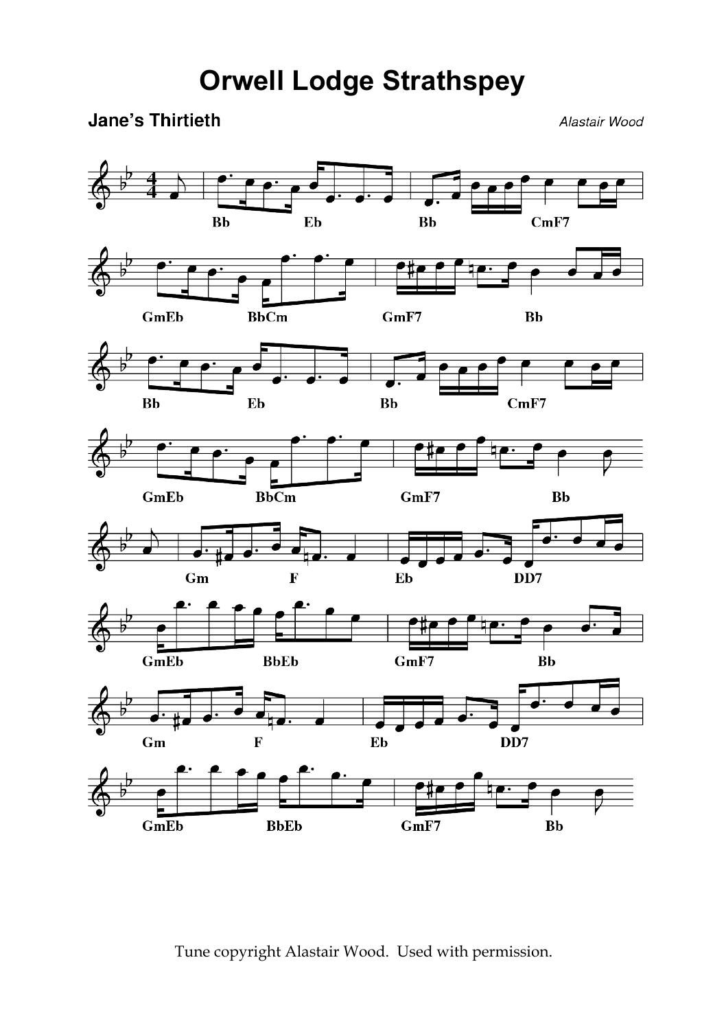# Orwell Lodge Strathspey

**Jane's Thirtieth**

*Alastair Wood*

Bb Eb Bb CmF7

GmEb BbCm GmF7 Bb

Bb Eb Bb CmF7

GmEb BbCm GmF7 Bb

Gm F Eb DD7

GmEb BbEb GmF7 Bb

Gm F Eb DD7

GmEb BbEb GmF7 Bb

Tune copyright Alastair Wood. Used with permission.